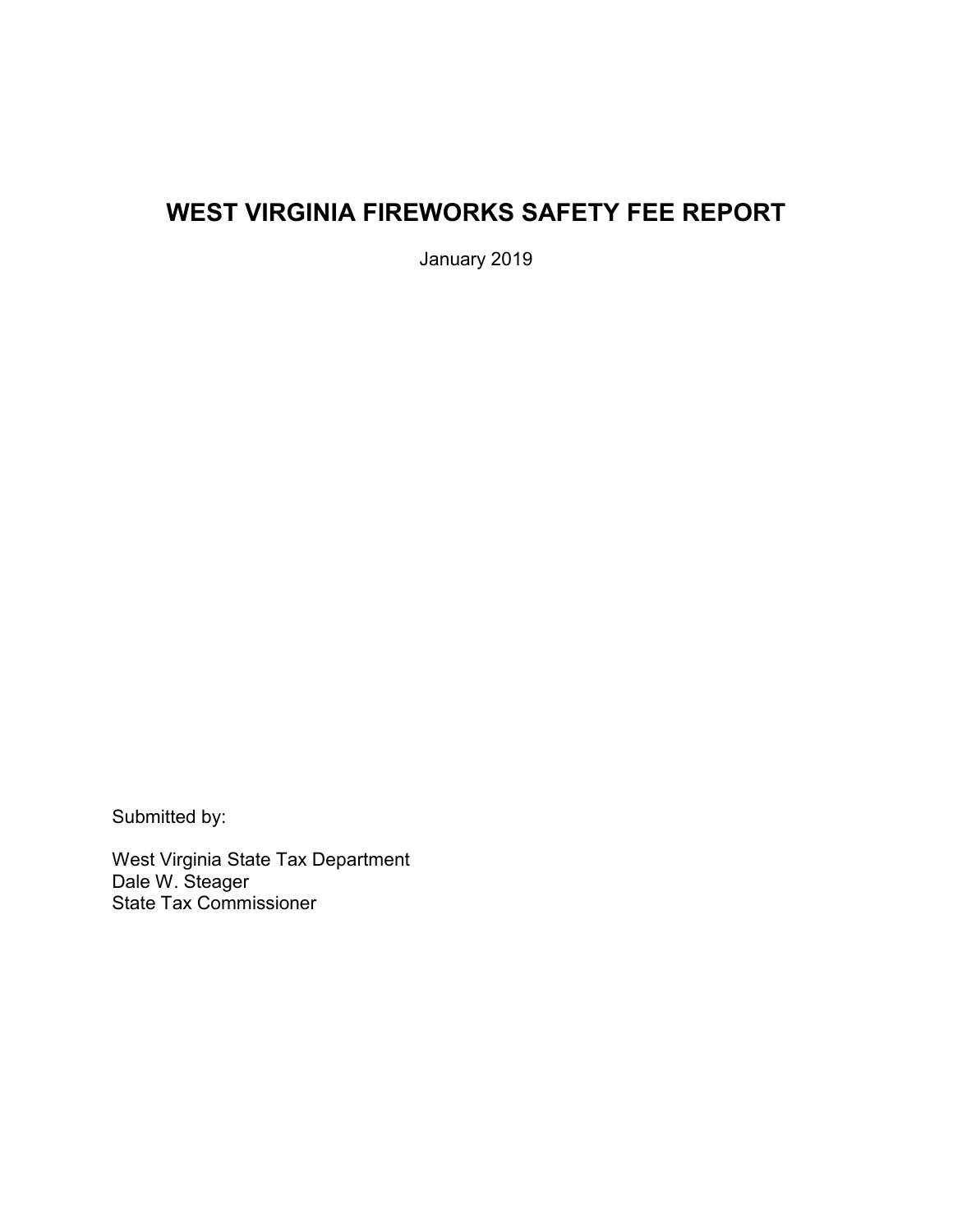# WEST VIRGINIA FIREWORKS SAFETY FEE REPORT

January 2019

Submitted by:

West Virginia State Tax Department
Dale W. Steager
State Tax Commissioner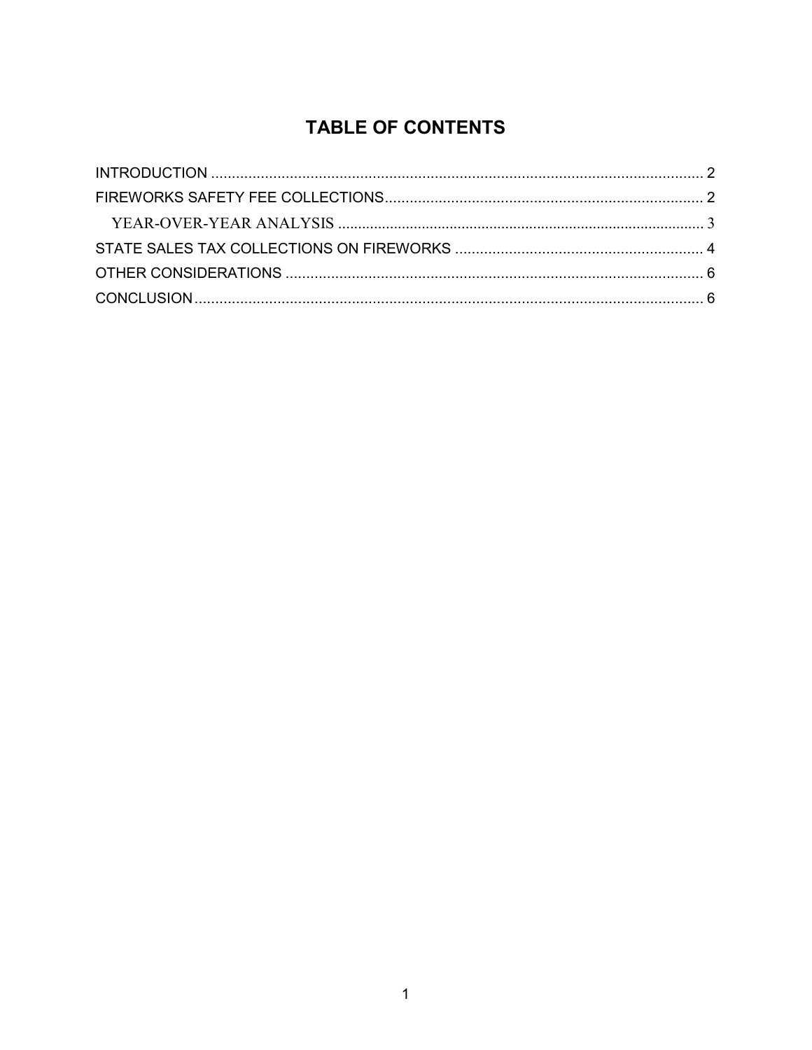# TABLE OF CONTENTS

INTRODUCTION ........................................................................................................................ 2

FIREWORKS SAFETY FEE COLLECTIONS............................................................................ 2

  YEAR-OVER-YEAR ANALYSIS .......................................................................................... 3

STATE SALES TAX COLLECTIONS ON FIREWORKS ............................................................ 4

OTHER CONSIDERATIONS ..................................................................................................... 6

CONCLUSION ........................................................................................................................... 6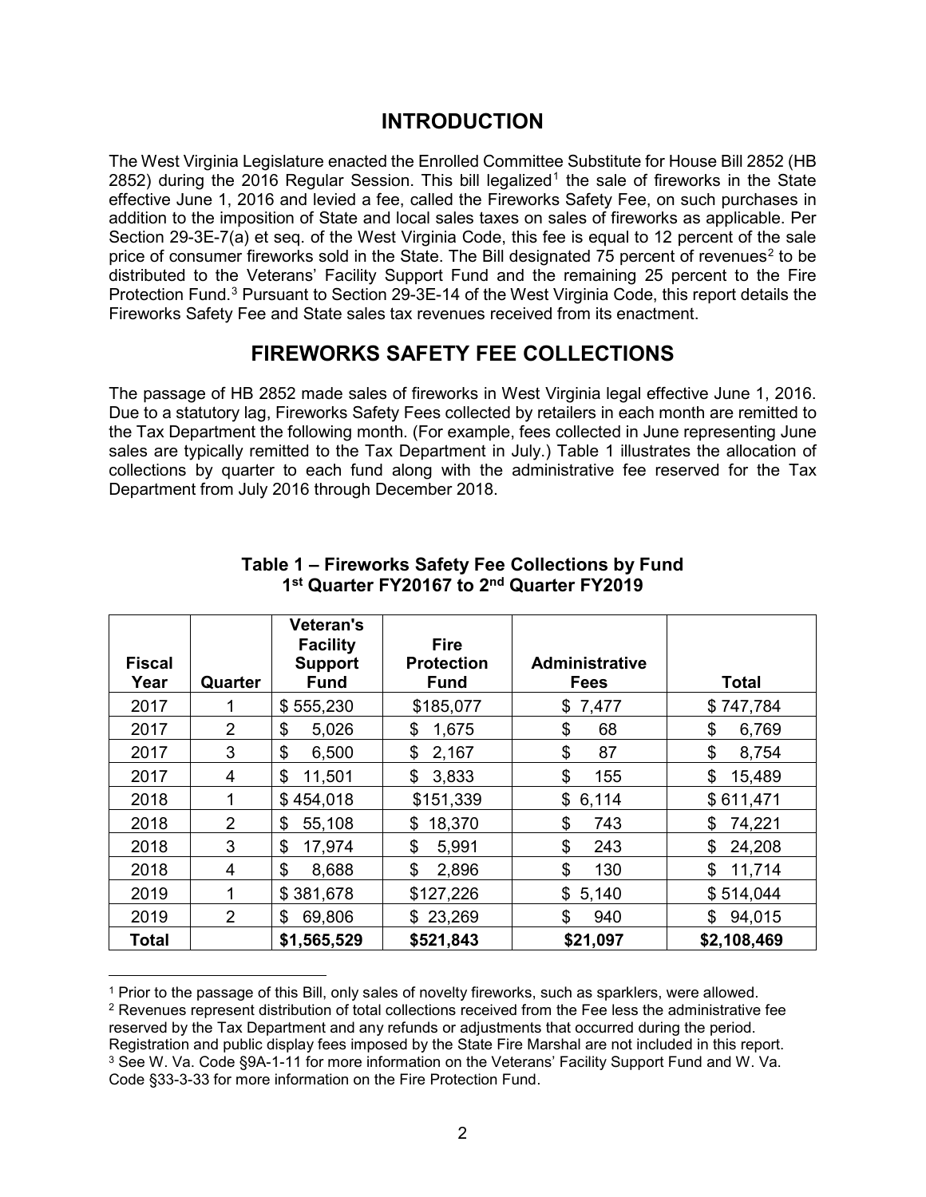## INTRODUCTION

The West Virginia Legislature enacted the Enrolled Committee Substitute for House Bill 2852 (HB 2852) during the 2016 Regular Session. This bill legalized[1] the sale of fireworks in the State effective June 1, 2016 and levied a fee, called the Fireworks Safety Fee, on such purchases in addition to the imposition of State and local sales taxes on sales of fireworks as applicable. Per Section 29-3E-7(a) et seq. of the West Virginia Code, this fee is equal to 12 percent of the sale price of consumer fireworks sold in the State. The Bill designated 75 percent of revenues[2] to be distributed to the Veterans' Facility Support Fund and the remaining 25 percent to the Fire Protection Fund.[3] Pursuant to Section 29-3E-14 of the West Virginia Code, this report details the Fireworks Safety Fee and State sales tax revenues received from its enactment.

## FIREWORKS SAFETY FEE COLLECTIONS

The passage of HB 2852 made sales of fireworks in West Virginia legal effective June 1, 2016. Due to a statutory lag, Fireworks Safety Fees collected by retailers in each month are remitted to the Tax Department the following month. (For example, fees collected in June representing June sales are typically remitted to the Tax Department in July.) Table 1 illustrates the allocation of collections by quarter to each fund along with the administrative fee reserved for the Tax Department from July 2016 through December 2018.

**Table 1 – Fireworks Safety Fee Collections by Fund**
**1st Quarter FY20167 to 2nd Quarter FY2019**

| Fiscal Year | Quarter | Veteran's Facility Support Fund | Fire Protection Fund | Administrative Fees | Total |
|---|---|---|---|---|---|
| 2017 | 1 | $ 555,230 | $185,077 | $ 7,477 | $ 747,784 |
| 2017 | 2 | $ 5,026 | $ 1,675 | $ 68 | $ 6,769 |
| 2017 | 3 | $ 6,500 | $ 2,167 | $ 87 | $ 8,754 |
| 2017 | 4 | $ 11,501 | $ 3,833 | $ 155 | $ 15,489 |
| 2018 | 1 | $ 454,018 | $151,339 | $ 6,114 | $ 611,471 |
| 2018 | 2 | $ 55,108 | $ 18,370 | $ 743 | $ 74,221 |
| 2018 | 3 | $ 17,974 | $ 5,991 | $ 243 | $ 24,208 |
| 2018 | 4 | $ 8,688 | $ 2,896 | $ 130 | $ 11,714 |
| 2019 | 1 | $ 381,678 | $127,226 | $ 5,140 | $ 514,044 |
| 2019 | 2 | $ 69,806 | $ 23,269 | $ 940 | $ 94,015 |
| **Total** | | **$1,565,529** | **$521,843** | **$21,097** | **$2,108,469** |

[1] Prior to the passage of this Bill, only sales of novelty fireworks, such as sparklers, were allowed.
[2] Revenues represent distribution of total collections received from the Fee less the administrative fee reserved by the Tax Department and any refunds or adjustments that occurred during the period. Registration and public display fees imposed by the State Fire Marshal are not included in this report.
[3] See W. Va. Code §9A-1-11 for more information on the Veterans' Facility Support Fund and W. Va. Code §33-3-33 for more information on the Fire Protection Fund.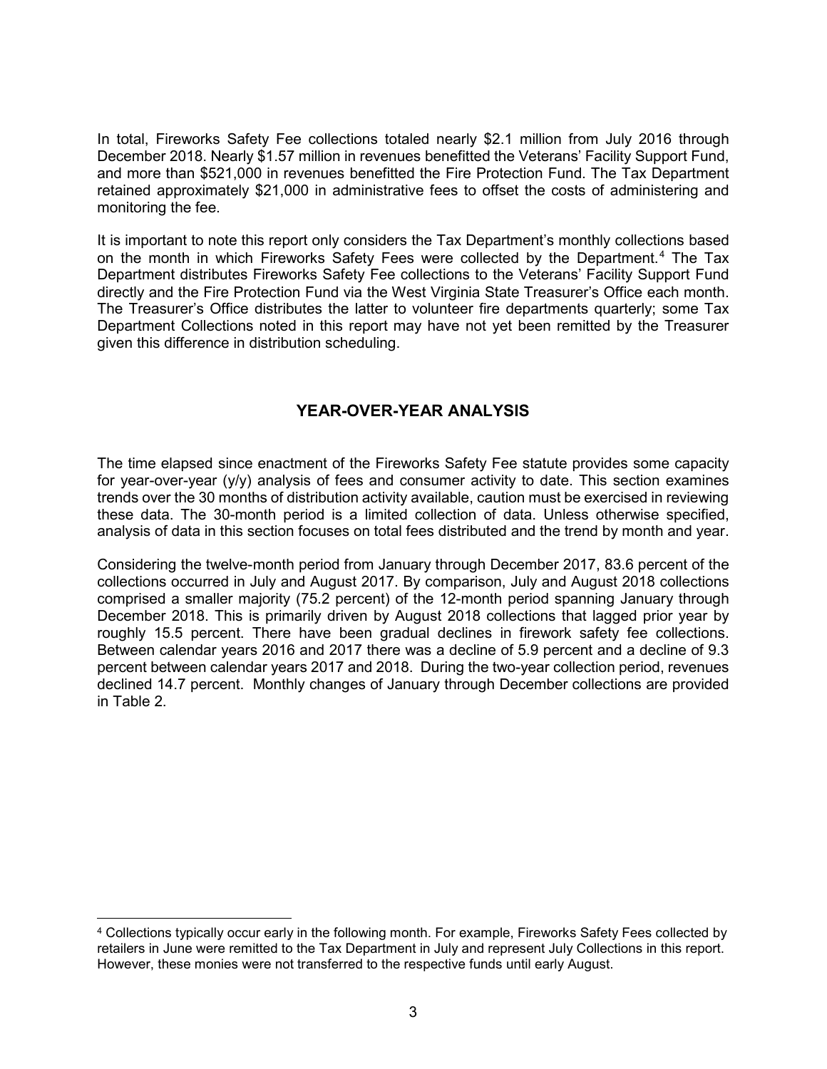In total, Fireworks Safety Fee collections totaled nearly \$2.1 million from July 2016 through December 2018. Nearly \$1.57 million in revenues benefitted the Veterans' Facility Support Fund, and more than \$521,000 in revenues benefitted the Fire Protection Fund. The Tax Department retained approximately \$21,000 in administrative fees to offset the costs of administering and monitoring the fee.

It is important to note this report only considers the Tax Department's monthly collections based on the month in which Fireworks Safety Fees were collected by the Department.[4] The Tax Department distributes Fireworks Safety Fee collections to the Veterans' Facility Support Fund directly and the Fire Protection Fund via the West Virginia State Treasurer's Office each month. The Treasurer's Office distributes the latter to volunteer fire departments quarterly; some Tax Department Collections noted in this report may have not yet been remitted by the Treasurer given this difference in distribution scheduling.

## YEAR-OVER-YEAR ANALYSIS

The time elapsed since enactment of the Fireworks Safety Fee statute provides some capacity for year-over-year (y/y) analysis of fees and consumer activity to date. This section examines trends over the 30 months of distribution activity available, caution must be exercised in reviewing these data. The 30-month period is a limited collection of data. Unless otherwise specified, analysis of data in this section focuses on total fees distributed and the trend by month and year.

Considering the twelve-month period from January through December 2017, 83.6 percent of the collections occurred in July and August 2017. By comparison, July and August 2018 collections comprised a smaller majority (75.2 percent) of the 12-month period spanning January through December 2018. This is primarily driven by August 2018 collections that lagged prior year by roughly 15.5 percent. There have been gradual declines in firework safety fee collections. Between calendar years 2016 and 2017 there was a decline of 5.9 percent and a decline of 9.3 percent between calendar years 2017 and 2018. During the two-year collection period, revenues declined 14.7 percent. Monthly changes of January through December collections are provided in Table 2.

[4] Collections typically occur early in the following month. For example, Fireworks Safety Fees collected by retailers in June were remitted to the Tax Department in July and represent July Collections in this report. However, these monies were not transferred to the respective funds until early August.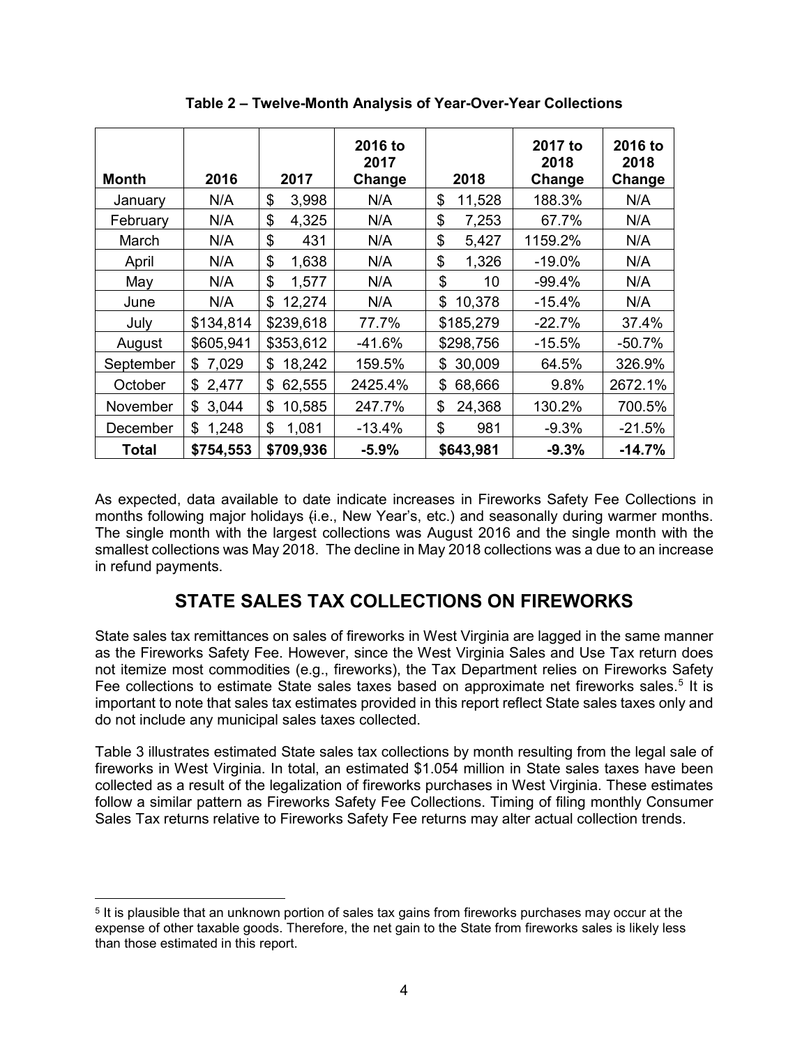**Table 2 – Twelve-Month Analysis of Year-Over-Year Collections**

| Month | 2016 | 2017 | 2016 to 2017 Change | 2018 | 2017 to 2018 Change | 2016 to 2018 Change |
|---|---|---|---|---|---|---|
| January | N/A | $ 3,998 | N/A | $ 11,528 | 188.3% | N/A |
| February | N/A | $ 4,325 | N/A | $ 7,253 | 67.7% | N/A |
| March | N/A | $ 431 | N/A | $ 5,427 | 1159.2% | N/A |
| April | N/A | $ 1,638 | N/A | $ 1,326 | -19.0% | N/A |
| May | N/A | $ 1,577 | N/A | $ 10 | -99.4% | N/A |
| June | N/A | $ 12,274 | N/A | $ 10,378 | -15.4% | N/A |
| July | $134,814 | $239,618 | 77.7% | $185,279 | -22.7% | 37.4% |
| August | $605,941 | $353,612 | -41.6% | $298,756 | -15.5% | -50.7% |
| September | $ 7,029 | $ 18,242 | 159.5% | $ 30,009 | 64.5% | 326.9% |
| October | $ 2,477 | $ 62,555 | 2425.4% | $ 68,666 | 9.8% | 2672.1% |
| November | $ 3,044 | $ 10,585 | 247.7% | $ 24,368 | 130.2% | 700.5% |
| December | $ 1,248 | $ 1,081 | -13.4% | $ 981 | -9.3% | -21.5% |
| **Total** | **$754,553** | **$709,936** | **-5.9%** | **$643,981** | **-9.3%** | **-14.7%** |

As expected, data available to date indicate increases in Fireworks Safety Fee Collections in months following major holidays (i.e., New Year's, etc.) and seasonally during warmer months. The single month with the largest collections was August 2016 and the single month with the smallest collections was May 2018. The decline in May 2018 collections was a due to an increase in refund payments.

## STATE SALES TAX COLLECTIONS ON FIREWORKS

State sales tax remittances on sales of fireworks in West Virginia are lagged in the same manner as the Fireworks Safety Fee. However, since the West Virginia Sales and Use Tax return does not itemize most commodities (e.g., fireworks), the Tax Department relies on Fireworks Safety Fee collections to estimate State sales taxes based on approximate net fireworks sales.[5] It is important to note that sales tax estimates provided in this report reflect State sales taxes only and do not include any municipal sales taxes collected.

Table 3 illustrates estimated State sales tax collections by month resulting from the legal sale of fireworks in West Virginia. In total, an estimated $1.054 million in State sales taxes have been collected as a result of the legalization of fireworks purchases in West Virginia. These estimates follow a similar pattern as Fireworks Safety Fee Collections. Timing of filing monthly Consumer Sales Tax returns relative to Fireworks Safety Fee returns may alter actual collection trends.

[5] It is plausible that an unknown portion of sales tax gains from fireworks purchases may occur at the expense of other taxable goods. Therefore, the net gain to the State from fireworks sales is likely less than those estimated in this report.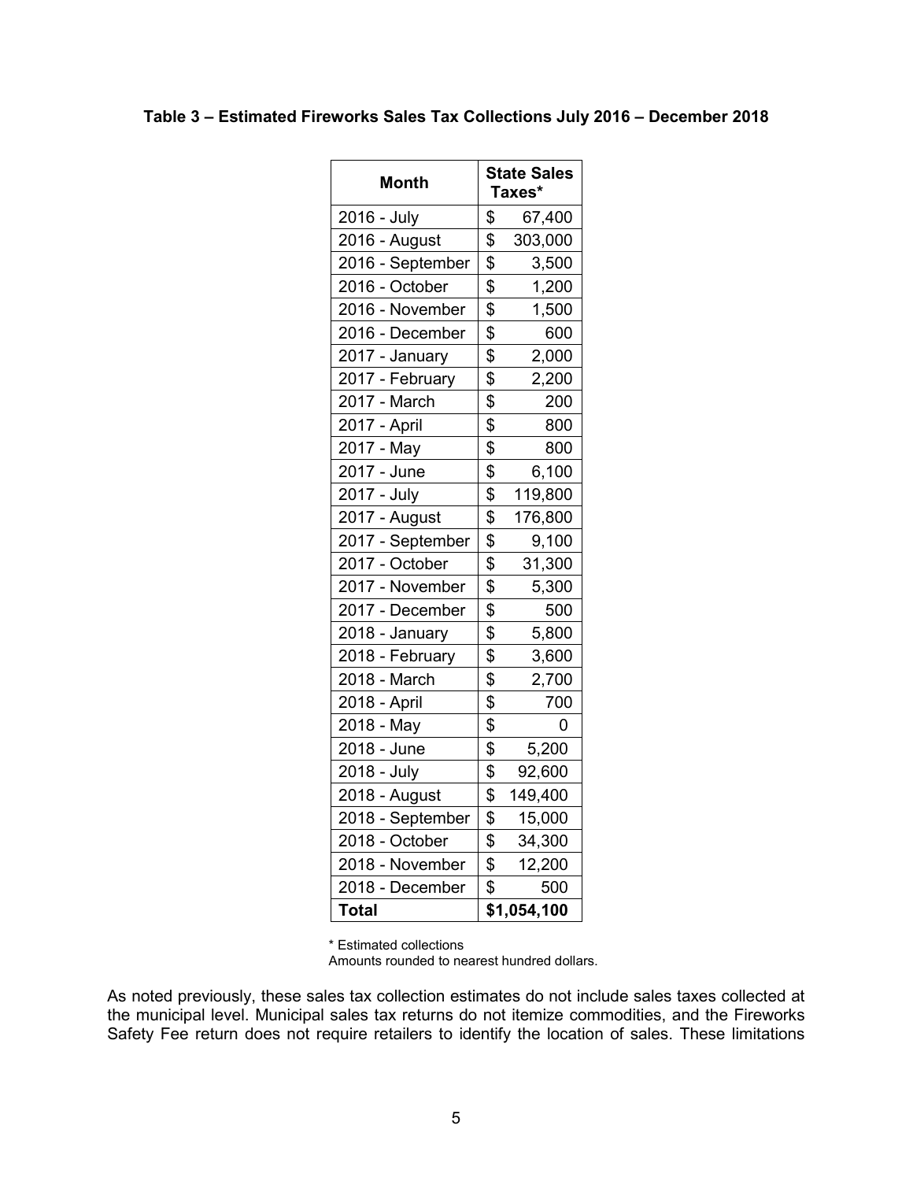**Table 3 – Estimated Fireworks Sales Tax Collections July 2016 – December 2018**

| Month | State Sales Taxes* |
|---|---|
| 2016 - July | $ 67,400 |
| 2016 - August | $ 303,000 |
| 2016 - September | $ 3,500 |
| 2016 - October | $ 1,200 |
| 2016 - November | $ 1,500 |
| 2016 - December | $ 600 |
| 2017 - January | $ 2,000 |
| 2017 - February | $ 2,200 |
| 2017 - March | $ 200 |
| 2017 - April | $ 800 |
| 2017 - May | $ 800 |
| 2017 - June | $ 6,100 |
| 2017 - July | $ 119,800 |
| 2017 - August | $ 176,800 |
| 2017 - September | $ 9,100 |
| 2017 - October | $ 31,300 |
| 2017 - November | $ 5,300 |
| 2017 - December | $ 500 |
| 2018 - January | $ 5,800 |
| 2018 - February | $ 3,600 |
| 2018 - March | $ 2,700 |
| 2018 - April | $ 700 |
| 2018 - May | $ 0 |
| 2018 - June | $ 5,200 |
| 2018 - July | $ 92,600 |
| 2018 - August | $ 149,400 |
| 2018 - September | $ 15,000 |
| 2018 - October | $ 34,300 |
| 2018 - November | $ 12,200 |
| 2018 - December | $ 500 |
| **Total** | **$1,054,100** |

* Estimated collections
Amounts rounded to nearest hundred dollars.

As noted previously, these sales tax collection estimates do not include sales taxes collected at the municipal level. Municipal sales tax returns do not itemize commodities, and the Fireworks Safety Fee return does not require retailers to identify the location of sales. These limitations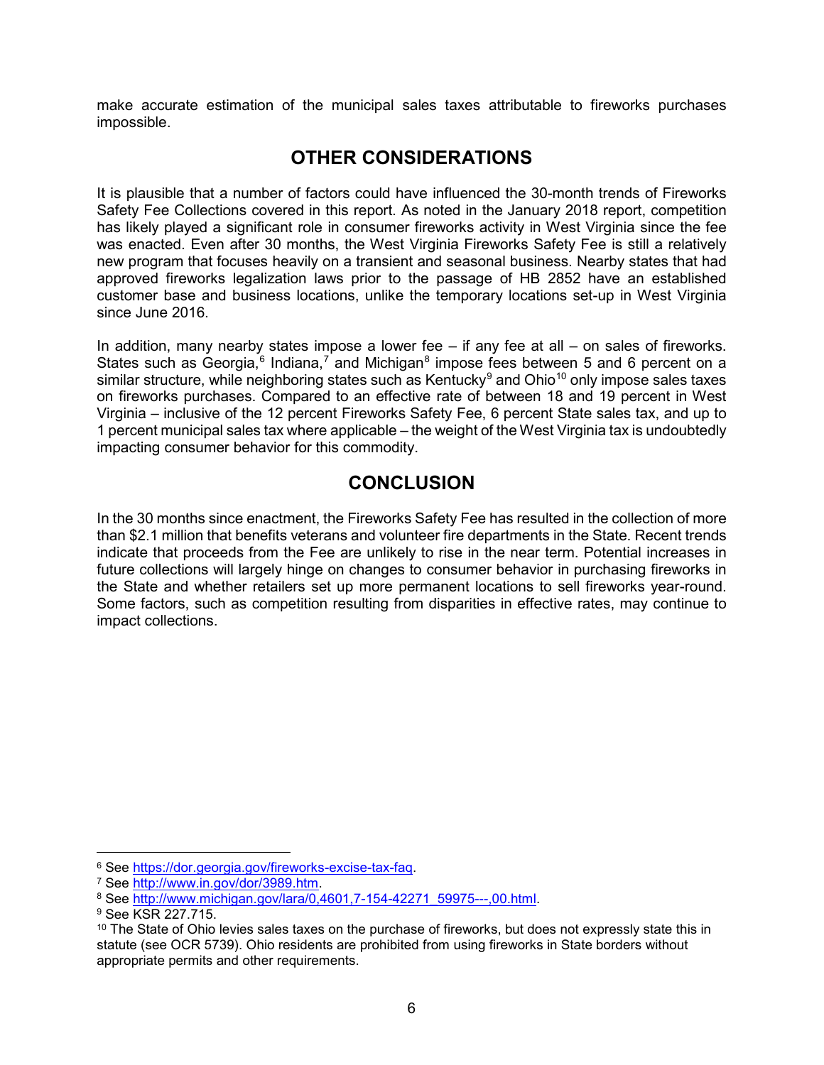make accurate estimation of the municipal sales taxes attributable to fireworks purchases impossible.

## OTHER CONSIDERATIONS

It is plausible that a number of factors could have influenced the 30-month trends of Fireworks Safety Fee Collections covered in this report. As noted in the January 2018 report, competition has likely played a significant role in consumer fireworks activity in West Virginia since the fee was enacted. Even after 30 months, the West Virginia Fireworks Safety Fee is still a relatively new program that focuses heavily on a transient and seasonal business. Nearby states that had approved fireworks legalization laws prior to the passage of HB 2852 have an established customer base and business locations, unlike the temporary locations set-up in West Virginia since June 2016.

In addition, many nearby states impose a lower fee – if any fee at all – on sales of fireworks. States such as Georgia,[6] Indiana,[7] and Michigan[8] impose fees between 5 and 6 percent on a similar structure, while neighboring states such as Kentucky[9] and Ohio[10] only impose sales taxes on fireworks purchases. Compared to an effective rate of between 18 and 19 percent in West Virginia – inclusive of the 12 percent Fireworks Safety Fee, 6 percent State sales tax, and up to 1 percent municipal sales tax where applicable – the weight of the West Virginia tax is undoubtedly impacting consumer behavior for this commodity.

## CONCLUSION

In the 30 months since enactment, the Fireworks Safety Fee has resulted in the collection of more than $2.1 million that benefits veterans and volunteer fire departments in the State. Recent trends indicate that proceeds from the Fee are unlikely to rise in the near term. Potential increases in future collections will largely hinge on changes to consumer behavior in purchasing fireworks in the State and whether retailers set up more permanent locations to sell fireworks year-round. Some factors, such as competition resulting from disparities in effective rates, may continue to impact collections.

---

[6] See https://dor.georgia.gov/fireworks-excise-tax-faq.

[7] See http://www.in.gov/dor/3989.htm.

[8] See http://www.michigan.gov/lara/0,4601,7-154-42271_59975---,00.html.

[9] See KSR 227.715.

[10] The State of Ohio levies sales taxes on the purchase of fireworks, but does not expressly state this in statute (see OCR 5739). Ohio residents are prohibited from using fireworks in State borders without appropriate permits and other requirements.